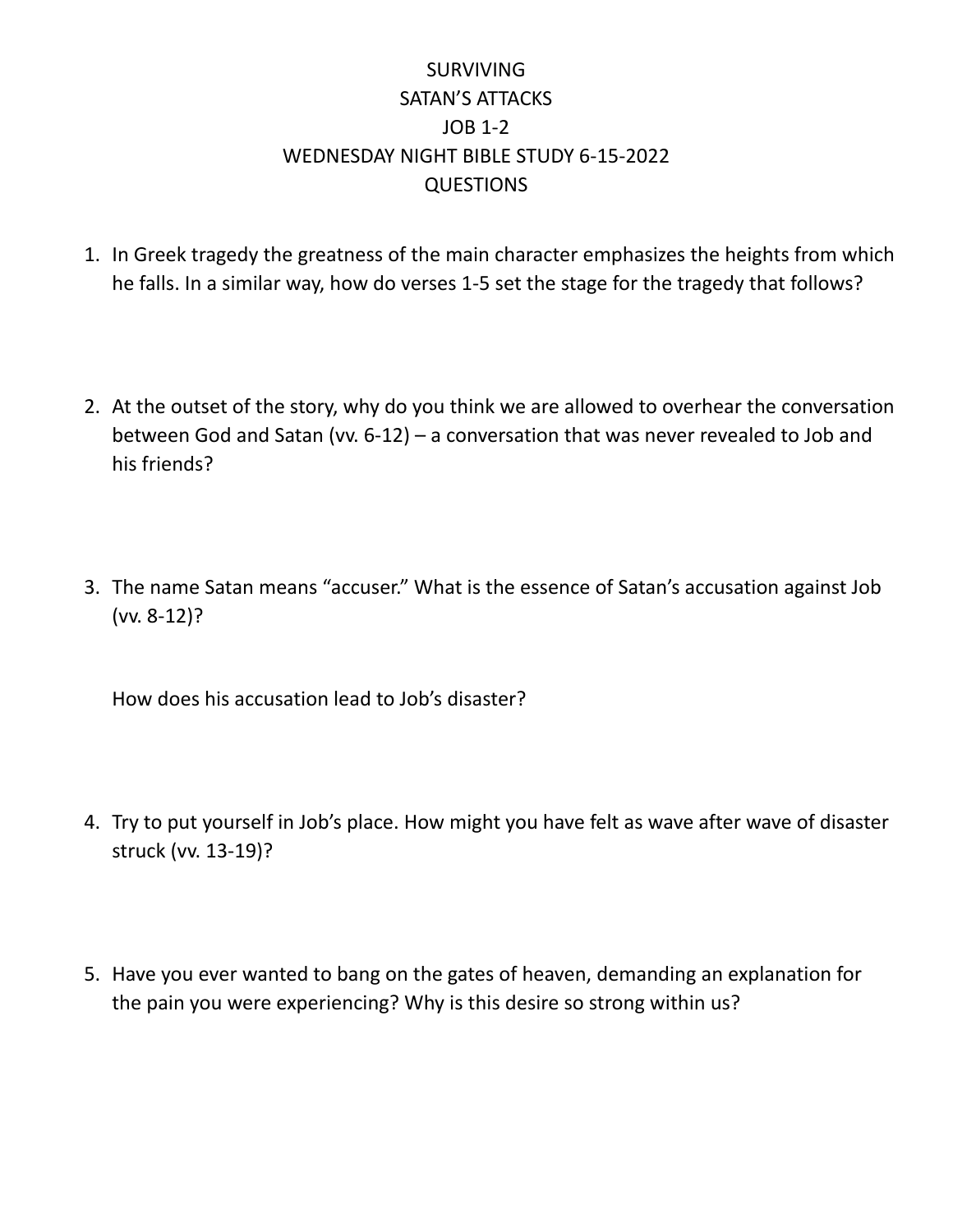# SURVIVING SATAN'S ATTACKS JOB 1-2 WEDNESDAY NIGHT BIBLE STUDY 6-15-2022 QUESTIONS

1. In Greek tragedy the greatness of the main character emphasizes the heights from which he falls. In a similar way, how do verses 1-5 set the stage for the tragedy that follows?

2. At the outset of the story, why do you think we are allowed to overhear the conversation between God and Satan (vv. 6-12) – a conversation that was never revealed to Job and his friends?

3. The name Satan means "accuser." What is the essence of Satan's accusation against Job (vv. 8-12)?

   How does his accusation lead to Job's disaster?

4. Try to put yourself in Job's place. How might you have felt as wave after wave of disaster struck (vv. 13-19)?

5. Have you ever wanted to bang on the gates of heaven, demanding an explanation for the pain you were experiencing? Why is this desire so strong within us?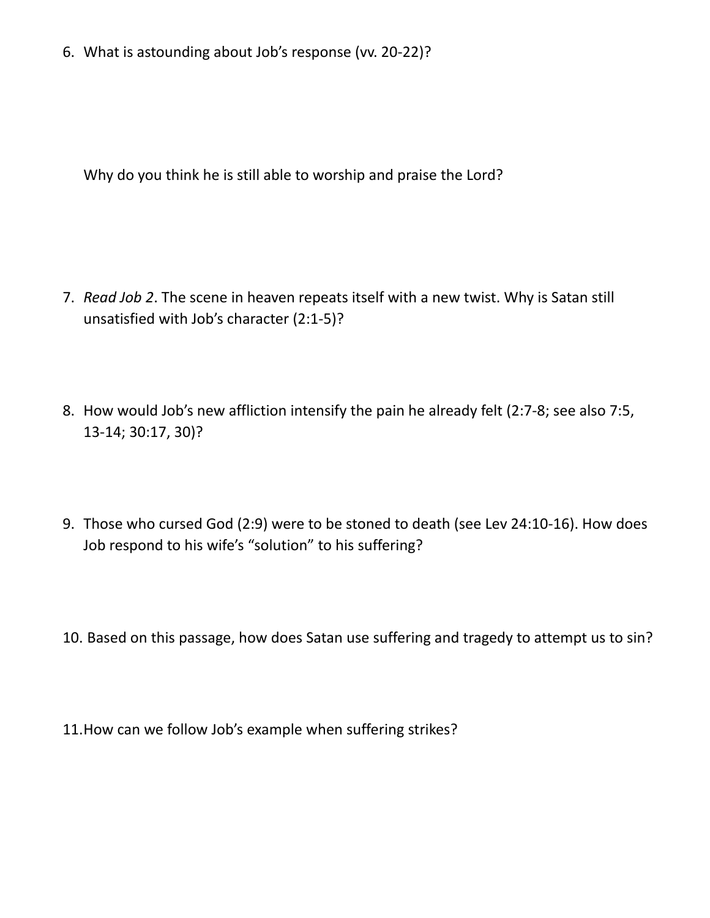6. What is astounding about Job's response (vv. 20-22)?

   Why do you think he is still able to worship and praise the Lord?

7. *Read Job 2*. The scene in heaven repeats itself with a new twist. Why is Satan still unsatisfied with Job's character (2:1-5)?

8. How would Job's new affliction intensify the pain he already felt (2:7-8; see also 7:5, 13-14; 30:17, 30)?

9. Those who cursed God (2:9) were to be stoned to death (see Lev 24:10-16). How does Job respond to his wife's "solution" to his suffering?

10. Based on this passage, how does Satan use suffering and tragedy to attempt us to sin?

11. How can we follow Job's example when suffering strikes?